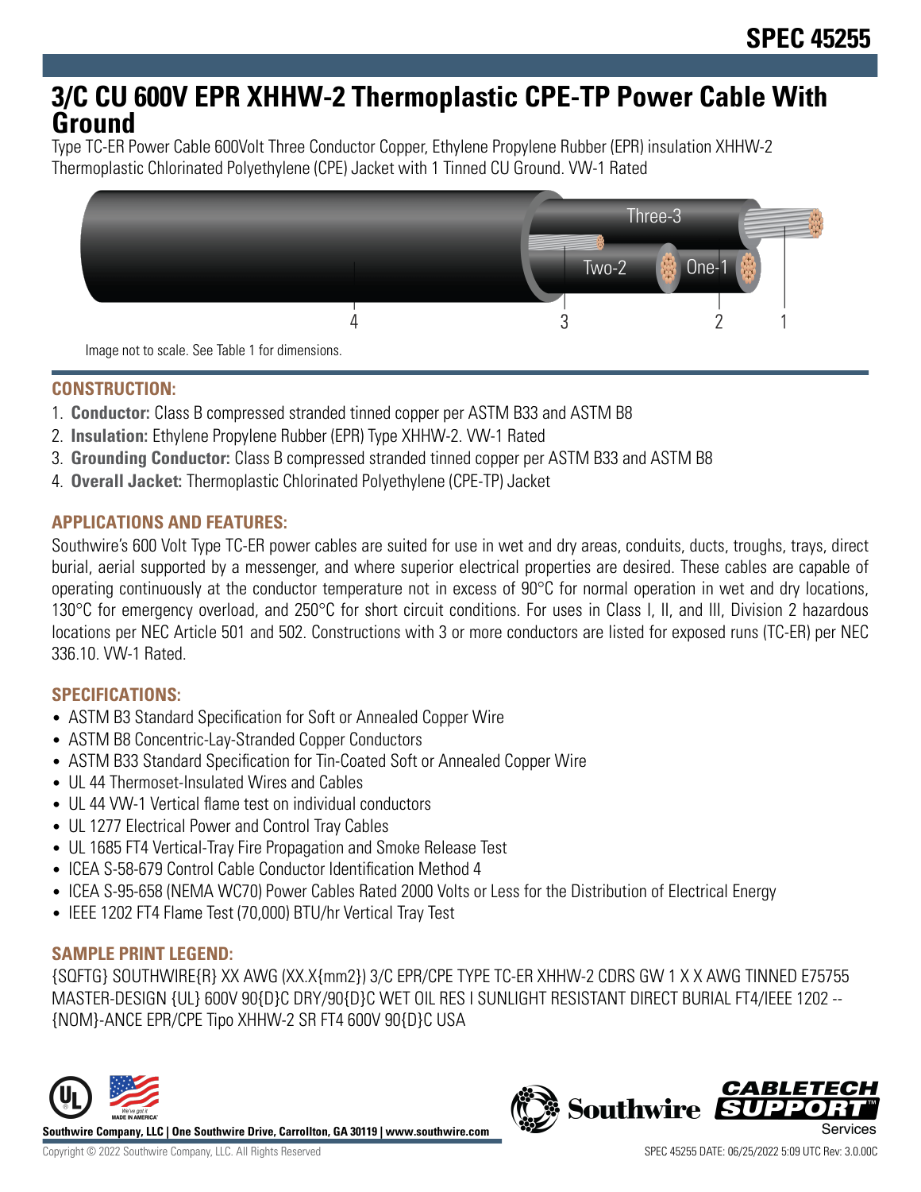# SPEC 45255

# 3/C CU 600V EPR XHHW-2 Thermoplastic CPE-TP Power Cable With Ground

Type TC-ER Power Cable 600Volt Three Conductor Copper, Ethylene Propylene Rubber (EPR) insulation XHHW-2 Thermoplastic Chlorinated Polyethylene (CPE) Jacket with 1 Tinned CU Ground. VW-1 Rated

Image not to scale. See Table 1 for dimensions.

## CONSTRUCTION:

1. **Conductor:** Class B compressed stranded tinned copper per ASTM B33 and ASTM B8
2. **Insulation:** Ethylene Propylene Rubber (EPR) Type XHHW-2. VW-1 Rated
3. **Grounding Conductor:** Class B compressed stranded tinned copper per ASTM B33 and ASTM B8
4. **Overall Jacket:** Thermoplastic Chlorinated Polyethylene (CPE-TP) Jacket

## APPLICATIONS AND FEATURES:

Southwire's 600 Volt Type TC-ER power cables are suited for use in wet and dry areas, conduits, ducts, troughs, trays, direct burial, aerial supported by a messenger, and where superior electrical properties are desired. These cables are capable of operating continuously at the conductor temperature not in excess of 90°C for normal operation in wet and dry locations, 130°C for emergency overload, and 250°C for short circuit conditions. For uses in Class I, II, and III, Division 2 hazardous locations per NEC Article 501 and 502. Constructions with 3 or more conductors are listed for exposed runs (TC-ER) per NEC 336.10. VW-1 Rated.

## SPECIFICATIONS:

- ASTM B3 Standard Specification for Soft or Annealed Copper Wire
- ASTM B8 Concentric-Lay-Stranded Copper Conductors
- ASTM B33 Standard Specification for Tin-Coated Soft or Annealed Copper Wire
- UL 44 Thermoset-Insulated Wires and Cables
- UL 44 VW-1 Vertical flame test on individual conductors
- UL 1277 Electrical Power and Control Tray Cables
- UL 1685 FT4 Vertical-Tray Fire Propagation and Smoke Release Test
- ICEA S-58-679 Control Cable Conductor Identification Method 4
- ICEA S-95-658 (NEMA WC70) Power Cables Rated 2000 Volts or Less for the Distribution of Electrical Energy
- IEEE 1202 FT4 Flame Test (70,000) BTU/hr Vertical Tray Test

## SAMPLE PRINT LEGEND:

{SQFTG} SOUTHWIRE{R} XX AWG (XX.X{mm2}) 3/C EPR/CPE TYPE TC-ER XHHW-2 CDRS GW 1 X X AWG TINNED E75755 MASTER-DESIGN {UL} 600V 90{D}C DRY/90{D}C WET OIL RES I SUNLIGHT RESISTANT DIRECT BURIAL FT4/IEEE 1202 -- {NOM}-ANCE EPR/CPE Tipo XHHW-2 SR FT4 600V 90{D}C USA

Southwire Company, LLC | One Southwire Drive, Carrollton, GA 30119 | www.southwire.com

Copyright © 2022 Southwire Company, LLC. All Rights Reserved

SPEC 45255 DATE: 06/25/2022 5:09 UTC Rev: 3.0.00C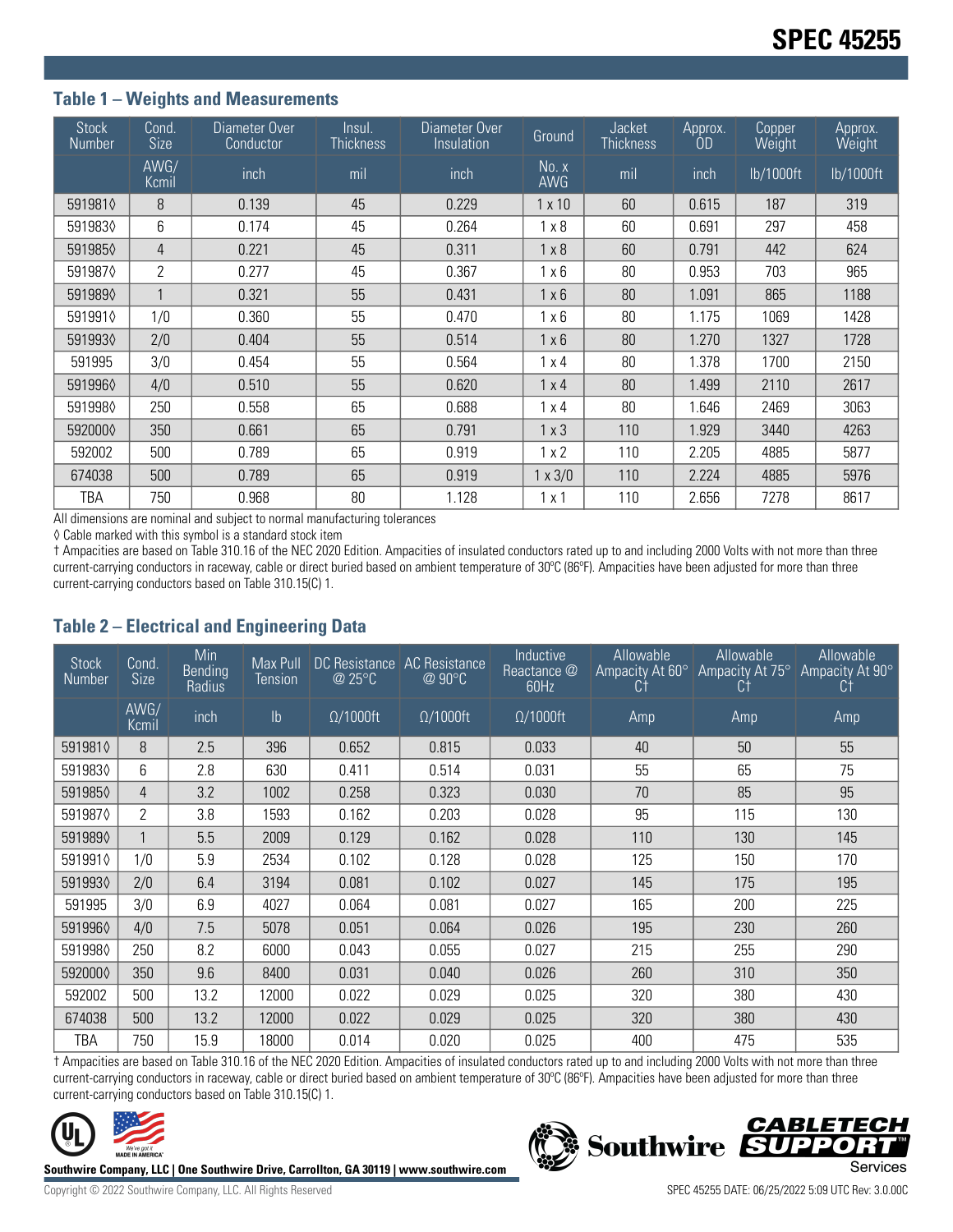# SPEC 45255

### Table 1 – Weights and Measurements

| Stock Number | Cond. Size | Diameter Over Conductor | Insul. Thickness | Diameter Over Insulation | Ground | Jacket Thickness | Approx. OD | Copper Weight | Approx. Weight |
|---|---|---|---|---|---|---|---|---|---|
| | AWG/ Kcmil | inch | mil | inch | No. x AWG | mil | inch | lb/1000ft | lb/1000ft |
| 591981◊ | 8 | 0.139 | 45 | 0.229 | 1 x 10 | 60 | 0.615 | 187 | 319 |
| 591983◊ | 6 | 0.174 | 45 | 0.264 | 1 x 8 | 60 | 0.691 | 297 | 458 |
| 591985◊ | 4 | 0.221 | 45 | 0.311 | 1 x 8 | 60 | 0.791 | 442 | 624 |
| 591987◊ | 2 | 0.277 | 45 | 0.367 | 1 x 6 | 80 | 0.953 | 703 | 965 |
| 591989◊ | 1 | 0.321 | 55 | 0.431 | 1 x 6 | 80 | 1.091 | 865 | 1188 |
| 591991◊ | 1/0 | 0.360 | 55 | 0.470 | 1 x 6 | 80 | 1.175 | 1069 | 1428 |
| 591993◊ | 2/0 | 0.404 | 55 | 0.514 | 1 x 6 | 80 | 1.270 | 1327 | 1728 |
| 591995 | 3/0 | 0.454 | 55 | 0.564 | 1 x 4 | 80 | 1.378 | 1700 | 2150 |
| 591996◊ | 4/0 | 0.510 | 55 | 0.620 | 1 x 4 | 80 | 1.499 | 2110 | 2617 |
| 591998◊ | 250 | 0.558 | 65 | 0.688 | 1 x 4 | 80 | 1.646 | 2469 | 3063 |
| 592000◊ | 350 | 0.661 | 65 | 0.791 | 1 x 3 | 110 | 1.929 | 3440 | 4263 |
| 592002 | 500 | 0.789 | 65 | 0.919 | 1 x 2 | 110 | 2.205 | 4885 | 5877 |
| 674038 | 500 | 0.789 | 65 | 0.919 | 1 x 3/0 | 110 | 2.224 | 4885 | 5976 |
| TBA | 750 | 0.968 | 80 | 1.128 | 1 x 1 | 110 | 2.656 | 7278 | 8617 |

All dimensions are nominal and subject to normal manufacturing tolerances

◊ Cable marked with this symbol is a standard stock item

† Ampacities are based on Table 310.16 of the NEC 2020 Edition. Ampacities of insulated conductors rated up to and including 2000 Volts with not more than three current-carrying conductors in raceway, cable or direct buried based on ambient temperature of 30ºC (86ºF). Ampacities have been adjusted for more than three current-carrying conductors based on Table 310.15(C) 1.

### Table 2 – Electrical and Engineering Data

| Stock Number | Cond. Size | Min Bending Radius | Max Pull Tension | DC Resistance @ 25°C | AC Resistance @ 90°C | Inductive Reactance @ 60Hz | Allowable Ampacity At 60° C† | Allowable Ampacity At 75° C† | Allowable Ampacity At 90° C† |
|---|---|---|---|---|---|---|---|---|---|
| | AWG/ Kcmil | inch | lb | Ω/1000ft | Ω/1000ft | Ω/1000ft | Amp | Amp | Amp |
| 591981◊ | 8 | 2.5 | 396 | 0.652 | 0.815 | 0.033 | 40 | 50 | 55 |
| 591983◊ | 6 | 2.8 | 630 | 0.411 | 0.514 | 0.031 | 55 | 65 | 75 |
| 591985◊ | 4 | 3.2 | 1002 | 0.258 | 0.323 | 0.030 | 70 | 85 | 95 |
| 591987◊ | 2 | 3.8 | 1593 | 0.162 | 0.203 | 0.028 | 95 | 115 | 130 |
| 591989◊ | 1 | 5.5 | 2009 | 0.129 | 0.162 | 0.028 | 110 | 130 | 145 |
| 591991◊ | 1/0 | 5.9 | 2534 | 0.102 | 0.128 | 0.028 | 125 | 150 | 170 |
| 591993◊ | 2/0 | 6.4 | 3194 | 0.081 | 0.102 | 0.027 | 145 | 175 | 195 |
| 591995 | 3/0 | 6.9 | 4027 | 0.064 | 0.081 | 0.027 | 165 | 200 | 225 |
| 591996◊ | 4/0 | 7.5 | 5078 | 0.051 | 0.064 | 0.026 | 195 | 230 | 260 |
| 591998◊ | 250 | 8.2 | 6000 | 0.043 | 0.055 | 0.027 | 215 | 255 | 290 |
| 592000◊ | 350 | 9.6 | 8400 | 0.031 | 0.040 | 0.026 | 260 | 310 | 350 |
| 592002 | 500 | 13.2 | 12000 | 0.022 | 0.029 | 0.025 | 320 | 380 | 430 |
| 674038 | 500 | 13.2 | 12000 | 0.022 | 0.029 | 0.025 | 320 | 380 | 430 |
| TBA | 750 | 15.9 | 18000 | 0.014 | 0.020 | 0.025 | 400 | 475 | 535 |

† Ampacities are based on Table 310.16 of the NEC 2020 Edition. Ampacities of insulated conductors rated up to and including 2000 Volts with not more than three current-carrying conductors in raceway, cable or direct buried based on ambient temperature of 30ºC (86ºF). Ampacities have been adjusted for more than three current-carrying conductors based on Table 310.15(C) 1.

**Southwire Company, LLC | One Southwire Drive, Carrollton, GA 30119 | www.southwire.com**

Copyright © 2022 Southwire Company, LLC. All Rights Reserved

SPEC 45255 DATE: 06/25/2022 5:09 UTC Rev: 3.0.00C